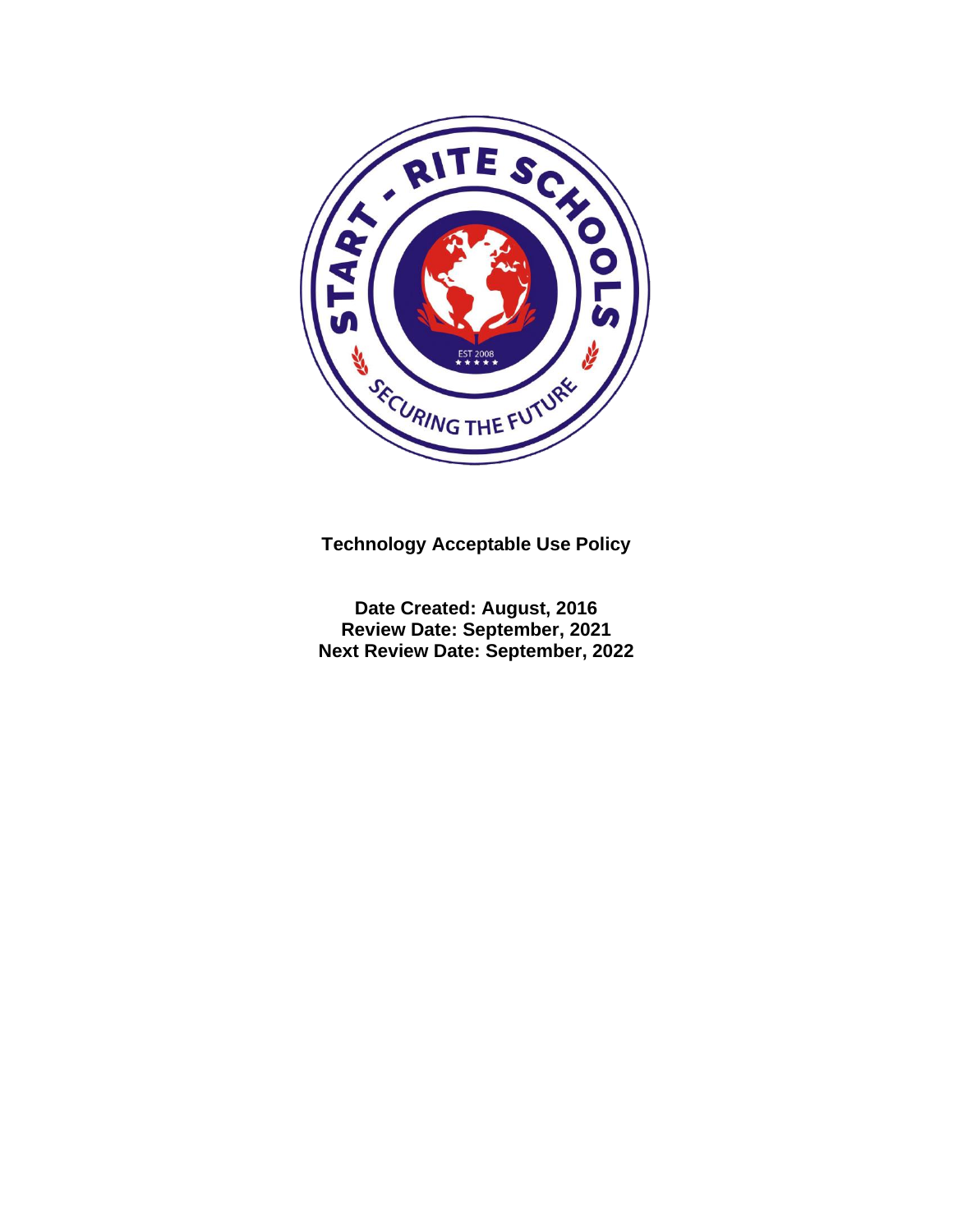**Technology Acceptable Use Policy**

**Date Created: August, 2016**
**Review Date: September, 2021**
**Next Review Date: September, 2022**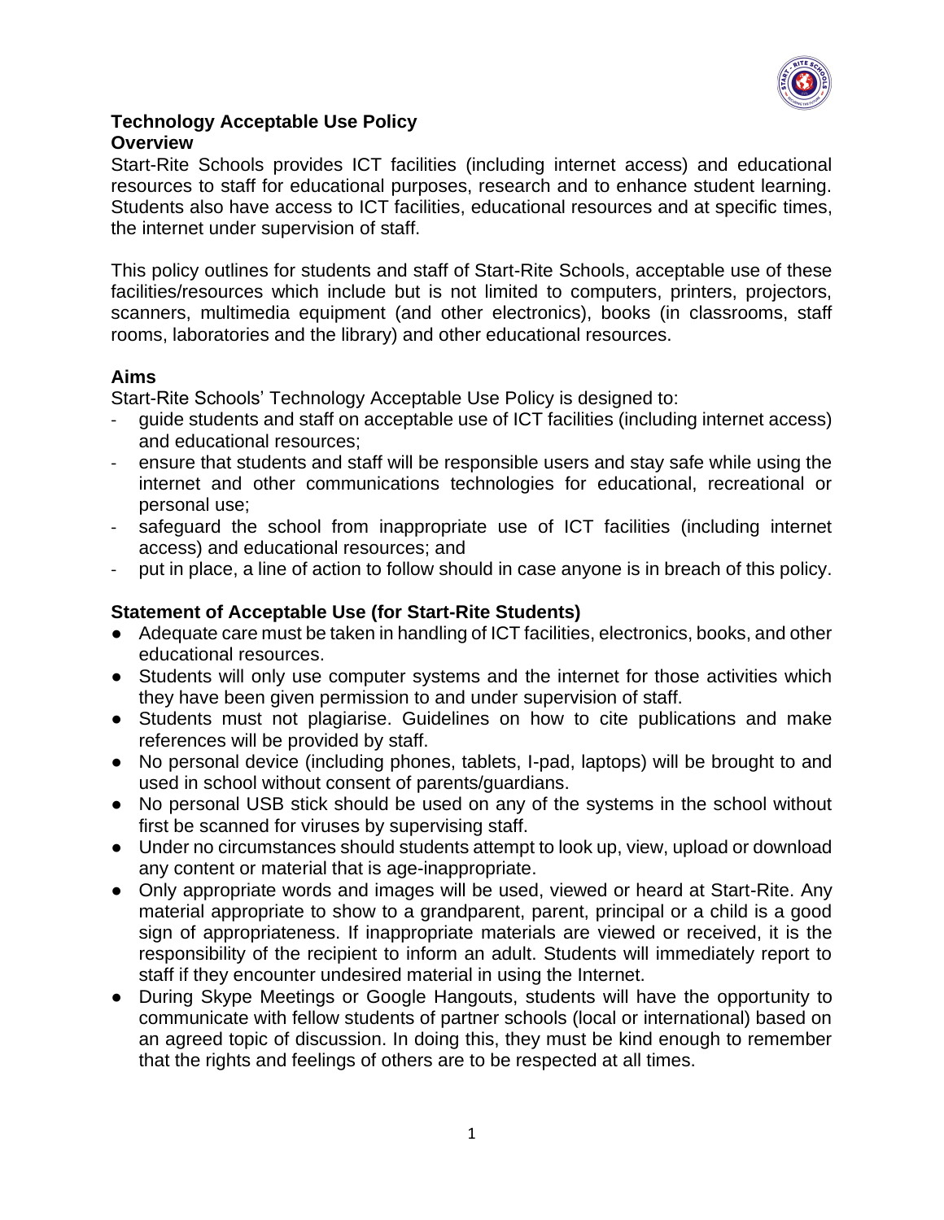**Technology Acceptable Use Policy**

**Overview**

Start-Rite Schools provides ICT facilities (including internet access) and educational resources to staff for educational purposes, research and to enhance student learning. Students also have access to ICT facilities, educational resources and at specific times, the internet under supervision of staff.

This policy outlines for students and staff of Start-Rite Schools, acceptable use of these facilities/resources which include but is not limited to computers, printers, projectors, scanners, multimedia equipment (and other electronics), books (in classrooms, staff rooms, laboratories and the library) and other educational resources.

**Aims**

Start-Rite Schools' Technology Acceptable Use Policy is designed to:

- guide students and staff on acceptable use of ICT facilities (including internet access) and educational resources;
- ensure that students and staff will be responsible users and stay safe while using the internet and other communications technologies for educational, recreational or personal use;
- safeguard the school from inappropriate use of ICT facilities (including internet access) and educational resources; and
- put in place, a line of action to follow should in case anyone is in breach of this policy.

**Statement of Acceptable Use (for Start-Rite Students)**

- Adequate care must be taken in handling of ICT facilities, electronics, books, and other educational resources.
- Students will only use computer systems and the internet for those activities which they have been given permission to and under supervision of staff.
- Students must not plagiarise. Guidelines on how to cite publications and make references will be provided by staff.
- No personal device (including phones, tablets, I-pad, laptops) will be brought to and used in school without consent of parents/guardians.
- No personal USB stick should be used on any of the systems in the school without first be scanned for viruses by supervising staff.
- Under no circumstances should students attempt to look up, view, upload or download any content or material that is age-inappropriate.
- Only appropriate words and images will be used, viewed or heard at Start-Rite. Any material appropriate to show to a grandparent, parent, principal or a child is a good sign of appropriateness. If inappropriate materials are viewed or received, it is the responsibility of the recipient to inform an adult. Students will immediately report to staff if they encounter undesired material in using the Internet.
- During Skype Meetings or Google Hangouts, students will have the opportunity to communicate with fellow students of partner schools (local or international) based on an agreed topic of discussion. In doing this, they must be kind enough to remember that the rights and feelings of others are to be respected at all times.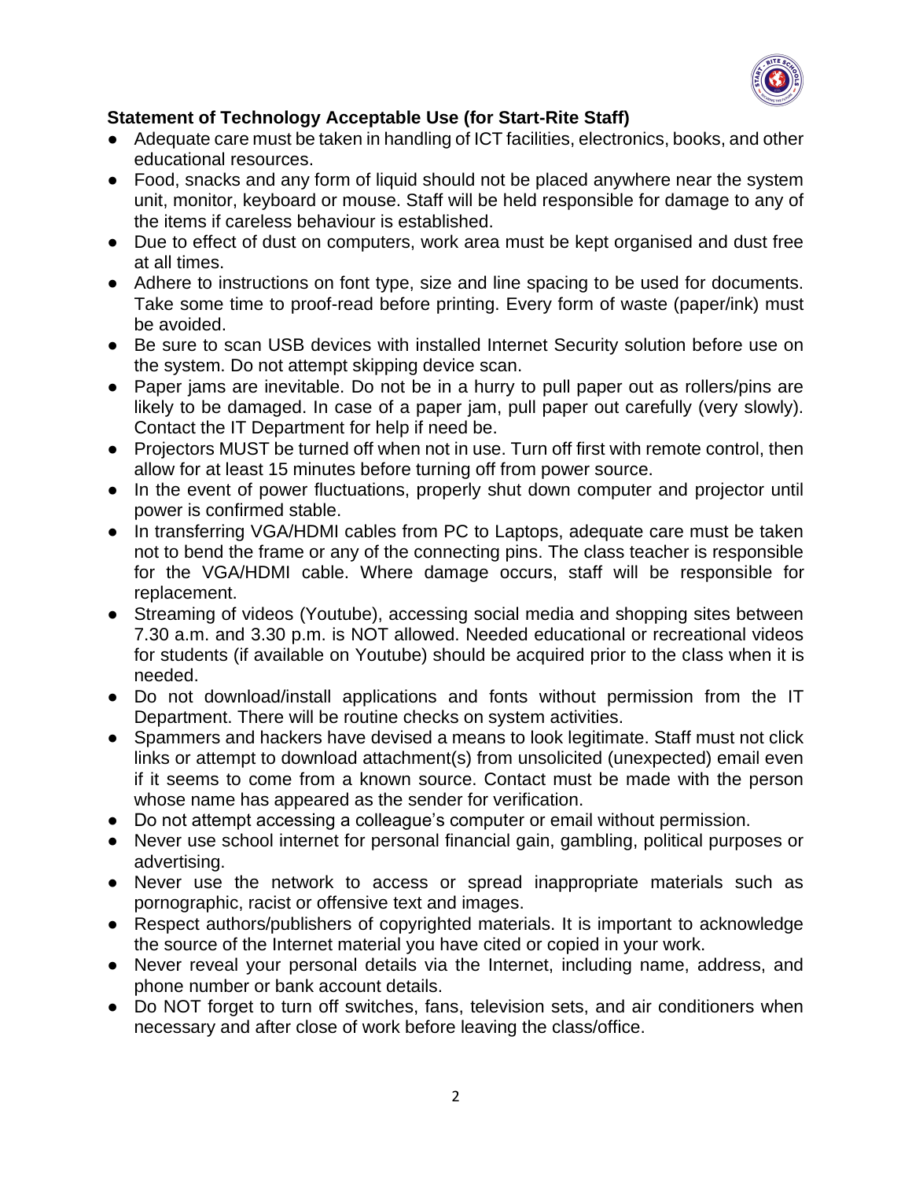**Statement of Technology Acceptable Use (for Start-Rite Staff)**

- Adequate care must be taken in handling of ICT facilities, electronics, books, and other educational resources.
- Food, snacks and any form of liquid should not be placed anywhere near the system unit, monitor, keyboard or mouse. Staff will be held responsible for damage to any of the items if careless behaviour is established.
- Due to effect of dust on computers, work area must be kept organised and dust free at all times.
- Adhere to instructions on font type, size and line spacing to be used for documents. Take some time to proof-read before printing. Every form of waste (paper/ink) must be avoided.
- Be sure to scan USB devices with installed Internet Security solution before use on the system. Do not attempt skipping device scan.
- Paper jams are inevitable. Do not be in a hurry to pull paper out as rollers/pins are likely to be damaged. In case of a paper jam, pull paper out carefully (very slowly). Contact the IT Department for help if need be.
- Projectors MUST be turned off when not in use. Turn off first with remote control, then allow for at least 15 minutes before turning off from power source.
- In the event of power fluctuations, properly shut down computer and projector until power is confirmed stable.
- In transferring VGA/HDMI cables from PC to Laptops, adequate care must be taken not to bend the frame or any of the connecting pins. The class teacher is responsible for the VGA/HDMI cable. Where damage occurs, staff will be responsible for replacement.
- Streaming of videos (Youtube), accessing social media and shopping sites between 7.30 a.m. and 3.30 p.m. is NOT allowed. Needed educational or recreational videos for students (if available on Youtube) should be acquired prior to the class when it is needed.
- Do not download/install applications and fonts without permission from the IT Department. There will be routine checks on system activities.
- Spammers and hackers have devised a means to look legitimate. Staff must not click links or attempt to download attachment(s) from unsolicited (unexpected) email even if it seems to come from a known source. Contact must be made with the person whose name has appeared as the sender for verification.
- Do not attempt accessing a colleague's computer or email without permission.
- Never use school internet for personal financial gain, gambling, political purposes or advertising.
- Never use the network to access or spread inappropriate materials such as pornographic, racist or offensive text and images.
- Respect authors/publishers of copyrighted materials. It is important to acknowledge the source of the Internet material you have cited or copied in your work.
- Never reveal your personal details via the Internet, including name, address, and phone number or bank account details.
- Do NOT forget to turn off switches, fans, television sets, and air conditioners when necessary and after close of work before leaving the class/office.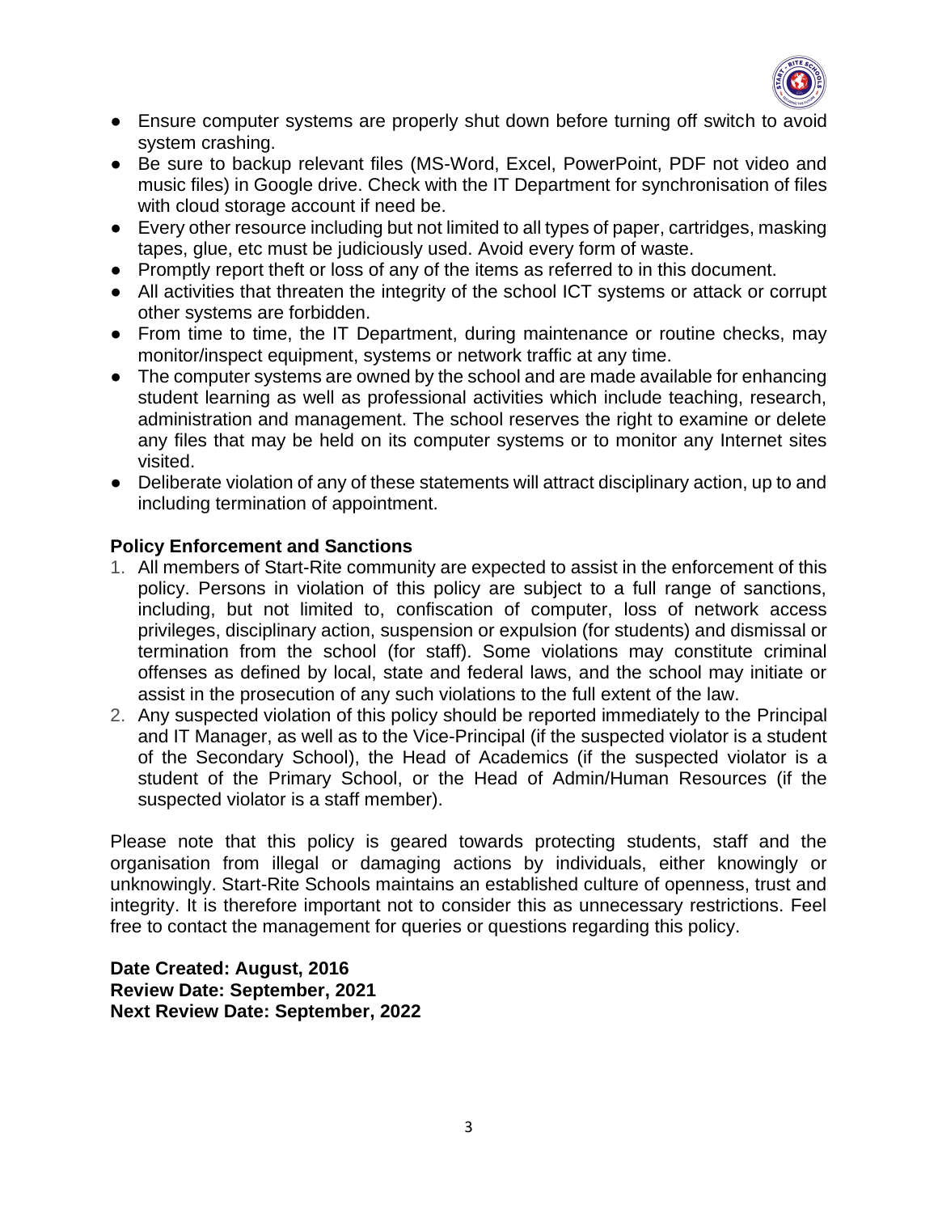- Ensure computer systems are properly shut down before turning off switch to avoid system crashing.
- Be sure to backup relevant files (MS-Word, Excel, PowerPoint, PDF not video and music files) in Google drive. Check with the IT Department for synchronisation of files with cloud storage account if need be.
- Every other resource including but not limited to all types of paper, cartridges, masking tapes, glue, etc must be judiciously used. Avoid every form of waste.
- Promptly report theft or loss of any of the items as referred to in this document.
- All activities that threaten the integrity of the school ICT systems or attack or corrupt other systems are forbidden.
- From time to time, the IT Department, during maintenance or routine checks, may monitor/inspect equipment, systems or network traffic at any time.
- The computer systems are owned by the school and are made available for enhancing student learning as well as professional activities which include teaching, research, administration and management. The school reserves the right to examine or delete any files that may be held on its computer systems or to monitor any Internet sites visited.
- Deliberate violation of any of these statements will attract disciplinary action, up to and including termination of appointment.

**Policy Enforcement and Sanctions**

1. All members of Start-Rite community are expected to assist in the enforcement of this policy. Persons in violation of this policy are subject to a full range of sanctions, including, but not limited to, confiscation of computer, loss of network access privileges, disciplinary action, suspension or expulsion (for students) and dismissal or termination from the school (for staff). Some violations may constitute criminal offenses as defined by local, state and federal laws, and the school may initiate or assist in the prosecution of any such violations to the full extent of the law.
2. Any suspected violation of this policy should be reported immediately to the Principal and IT Manager, as well as to the Vice-Principal (if the suspected violator is a student of the Secondary School), the Head of Academics (if the suspected violator is a student of the Primary School, or the Head of Admin/Human Resources (if the suspected violator is a staff member).

Please note that this policy is geared towards protecting students, staff and the organisation from illegal or damaging actions by individuals, either knowingly or unknowingly. Start-Rite Schools maintains an established culture of openness, trust and integrity. It is therefore important not to consider this as unnecessary restrictions. Feel free to contact the management for queries or questions regarding this policy.

**Date Created: August, 2016**
**Review Date: September, 2021**
**Next Review Date: September, 2022**